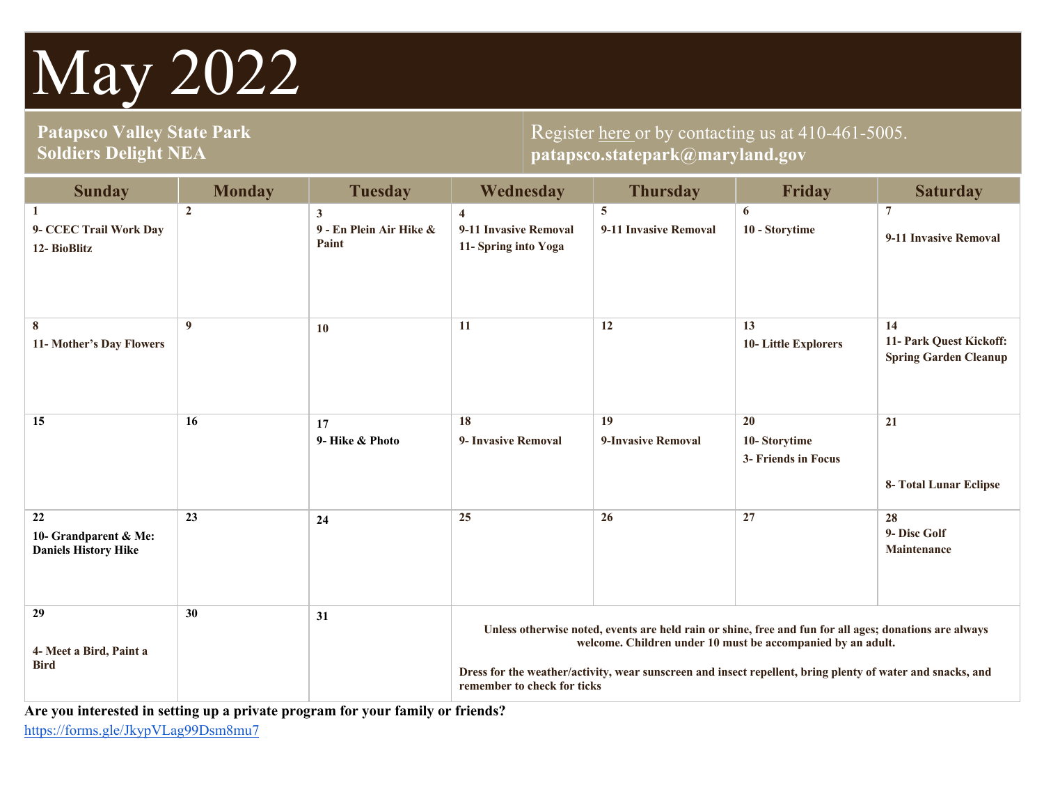# May 2022

**Patapsco Valley State Park**
**Soldiers Delight NEA**

Register here or by contacting us at 410-461-5005.
**patapsco.statepark@maryland.gov**

| Sunday | Monday | Tuesday | Wednesday | Thursday | Friday | Saturday |
|---|---|---|---|---|---|---|
| **1** <br> **9- CCEC Trail Work Day** <br> **12- BioBlitz** | **2** | **3** <br> **9 - En Plein Air Hike & Paint** | **4** <br> **9-11 Invasive Removal** <br> **11- Spring into Yoga** | **5** <br> **9-11 Invasive Removal** | **6** <br> **10 - Storytime** | **7** <br> **9-11 Invasive Removal** |
| **8** <br> **11- Mother's Day Flowers** | **9** | **10** | **11** | **12** | **13** <br> **10- Little Explorers** | **14** <br> **11- Park Quest Kickoff: Spring Garden Cleanup** |
| **15** | **16** | **17** <br> **9- Hike & Photo** | **18** <br> **9- Invasive Removal** | **19** <br> **9-Invasive Removal** | **20** <br> **10- Storytime** <br> **3- Friends in Focus** | **21** <br> **8- Total Lunar Eclipse** |
| **22** <br> **10- Grandparent & Me: Daniels History Hike** | **23** | **24** | **25** | **26** | **27** | **28** <br> **9- Disc Golf Maintenance** |
| **29** <br> **4- Meet a Bird, Paint a Bird** | **30** | **31** | **Unless otherwise noted, events are held rain or shine, free and fun for all ages; donations are always welcome. Children under 10 must be accompanied by an adult.** <br> **Dress for the weather/activity, wear sunscreen and insect repellent, bring plenty of water and snacks, and remember to check for ticks** | | | |

**Are you interested in setting up a private program for your family or friends?**
https://forms.gle/JkypVLag99Dsm8mu7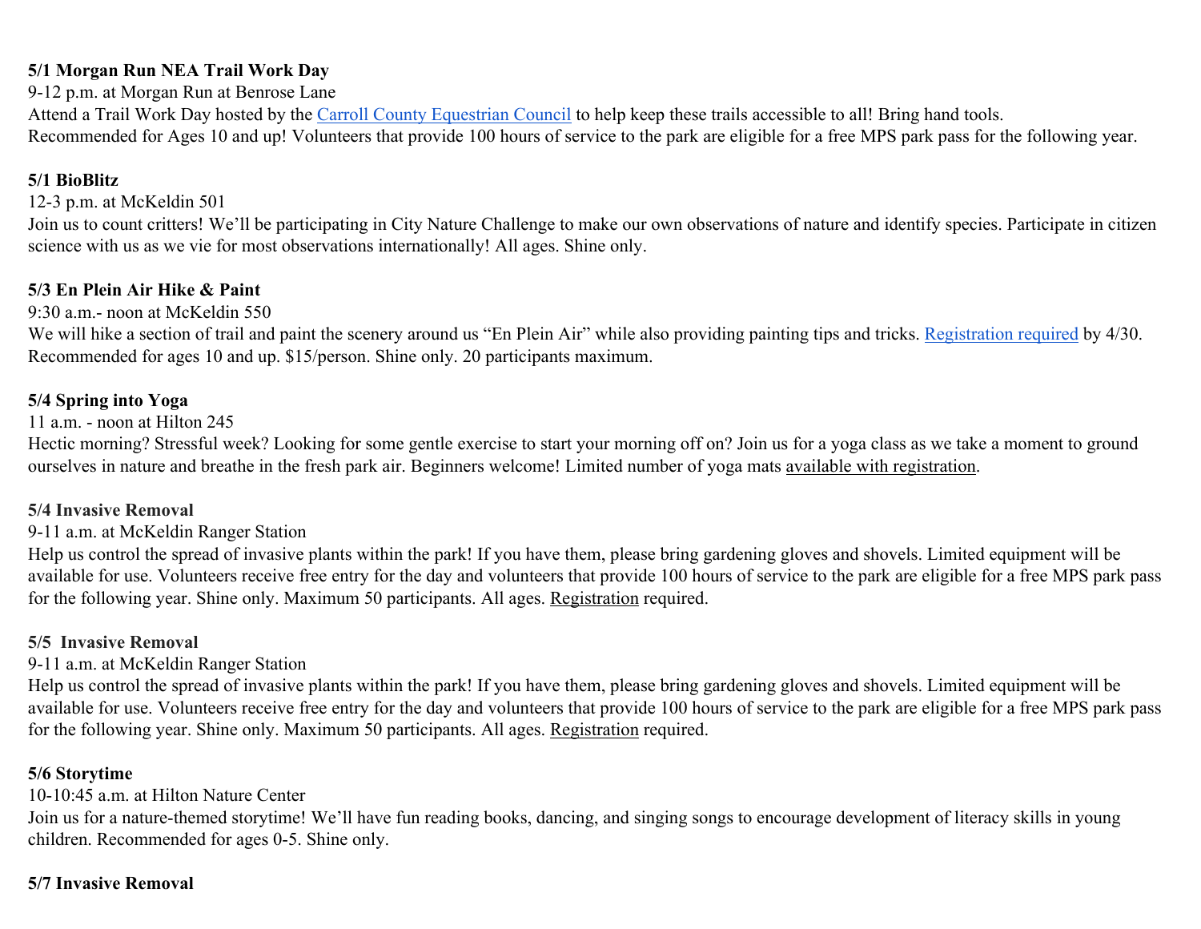**5/1 Morgan Run NEA Trail Work Day**
9-12 p.m. at Morgan Run at Benrose Lane
Attend a Trail Work Day hosted by the Carroll County Equestrian Council to help keep these trails accessible to all! Bring hand tools.
Recommended for Ages 10 and up! Volunteers that provide 100 hours of service to the park are eligible for a free MPS park pass for the following year.

**5/1 BioBlitz**
12-3 p.m. at McKeldin 501
Join us to count critters! We'll be participating in City Nature Challenge to make our own observations of nature and identify species. Participate in citizen science with us as we vie for most observations internationally! All ages. Shine only.

**5/3 En Plein Air Hike & Paint**
9:30 a.m.- noon at McKeldin 550
We will hike a section of trail and paint the scenery around us "En Plein Air" while also providing painting tips and tricks. Registration required by 4/30. Recommended for ages 10 and up. $15/person. Shine only. 20 participants maximum.

**5/4 Spring into Yoga**
11 a.m. - noon at Hilton 245
Hectic morning? Stressful week? Looking for some gentle exercise to start your morning off on? Join us for a yoga class as we take a moment to ground ourselves in nature and breathe in the fresh park air. Beginners welcome! Limited number of yoga mats available with registration.

**5/4 Invasive Removal**
9-11 a.m. at McKeldin Ranger Station
Help us control the spread of invasive plants within the park! If you have them, please bring gardening gloves and shovels. Limited equipment will be available for use. Volunteers receive free entry for the day and volunteers that provide 100 hours of service to the park are eligible for a free MPS park pass for the following year. Shine only. Maximum 50 participants. All ages. Registration required.

**5/5 Invasive Removal**
9-11 a.m. at McKeldin Ranger Station
Help us control the spread of invasive plants within the park! If you have them, please bring gardening gloves and shovels. Limited equipment will be available for use. Volunteers receive free entry for the day and volunteers that provide 100 hours of service to the park are eligible for a free MPS park pass for the following year. Shine only. Maximum 50 participants. All ages. Registration required.

**5/6 Storytime**
10-10:45 a.m. at Hilton Nature Center
Join us for a nature-themed storytime! We'll have fun reading books, dancing, and singing songs to encourage development of literacy skills in young children. Recommended for ages 0-5. Shine only.

**5/7 Invasive Removal**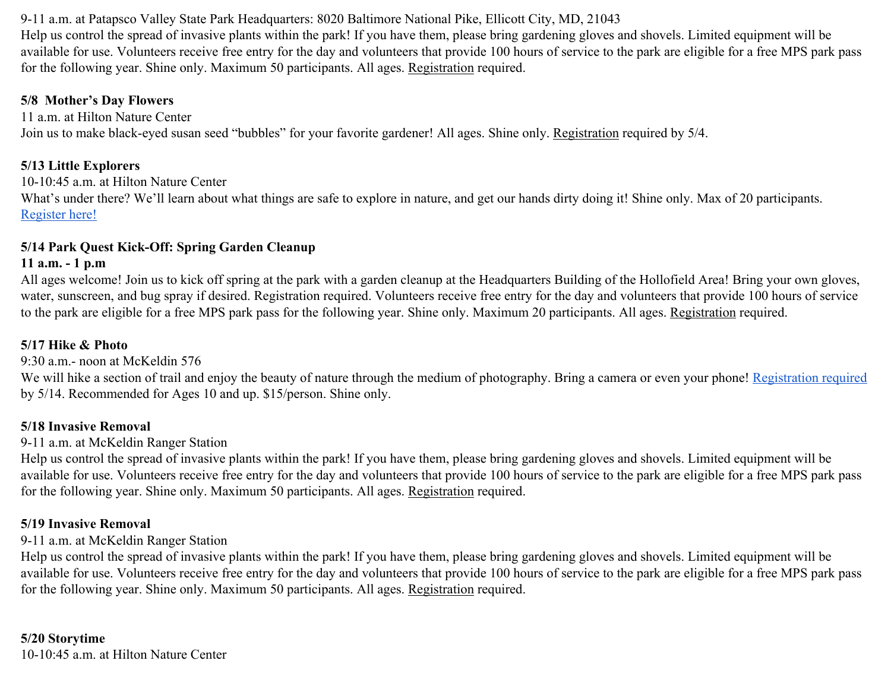9-11 a.m. at Patapsco Valley State Park Headquarters: 8020 Baltimore National Pike, Ellicott City, MD, 21043
Help us control the spread of invasive plants within the park! If you have them, please bring gardening gloves and shovels. Limited equipment will be available for use. Volunteers receive free entry for the day and volunteers that provide 100 hours of service to the park are eligible for a free MPS park pass for the following year. Shine only. Maximum 50 participants. All ages. Registration required.

**5/8 Mother's Day Flowers**
11 a.m. at Hilton Nature Center
Join us to make black-eyed susan seed "bubbles" for your favorite gardener! All ages. Shine only. Registration required by 5/4.

**5/13 Little Explorers**
10-10:45 a.m. at Hilton Nature Center
What's under there? We'll learn about what things are safe to explore in nature, and get our hands dirty doing it! Shine only. Max of 20 participants. Register here!

**5/14 Park Quest Kick-Off: Spring Garden Cleanup**
**11 a.m. - 1 p.m**
All ages welcome! Join us to kick off spring at the park with a garden cleanup at the Headquarters Building of the Hollofield Area! Bring your own gloves, water, sunscreen, and bug spray if desired. Registration required. Volunteers receive free entry for the day and volunteers that provide 100 hours of service to the park are eligible for a free MPS park pass for the following year. Shine only. Maximum 20 participants. All ages. Registration required.

**5/17 Hike & Photo**
9:30 a.m.- noon at McKeldin 576
We will hike a section of trail and enjoy the beauty of nature through the medium of photography. Bring a camera or even your phone! Registration required by 5/14. Recommended for Ages 10 and up. $15/person. Shine only.

**5/18 Invasive Removal**
9-11 a.m. at McKeldin Ranger Station
Help us control the spread of invasive plants within the park! If you have them, please bring gardening gloves and shovels. Limited equipment will be available for use. Volunteers receive free entry for the day and volunteers that provide 100 hours of service to the park are eligible for a free MPS park pass for the following year. Shine only. Maximum 50 participants. All ages. Registration required.

**5/19 Invasive Removal**
9-11 a.m. at McKeldin Ranger Station
Help us control the spread of invasive plants within the park! If you have them, please bring gardening gloves and shovels. Limited equipment will be available for use. Volunteers receive free entry for the day and volunteers that provide 100 hours of service to the park are eligible for a free MPS park pass for the following year. Shine only. Maximum 50 participants. All ages. Registration required.

**5/20 Storytime**
10-10:45 a.m. at Hilton Nature Center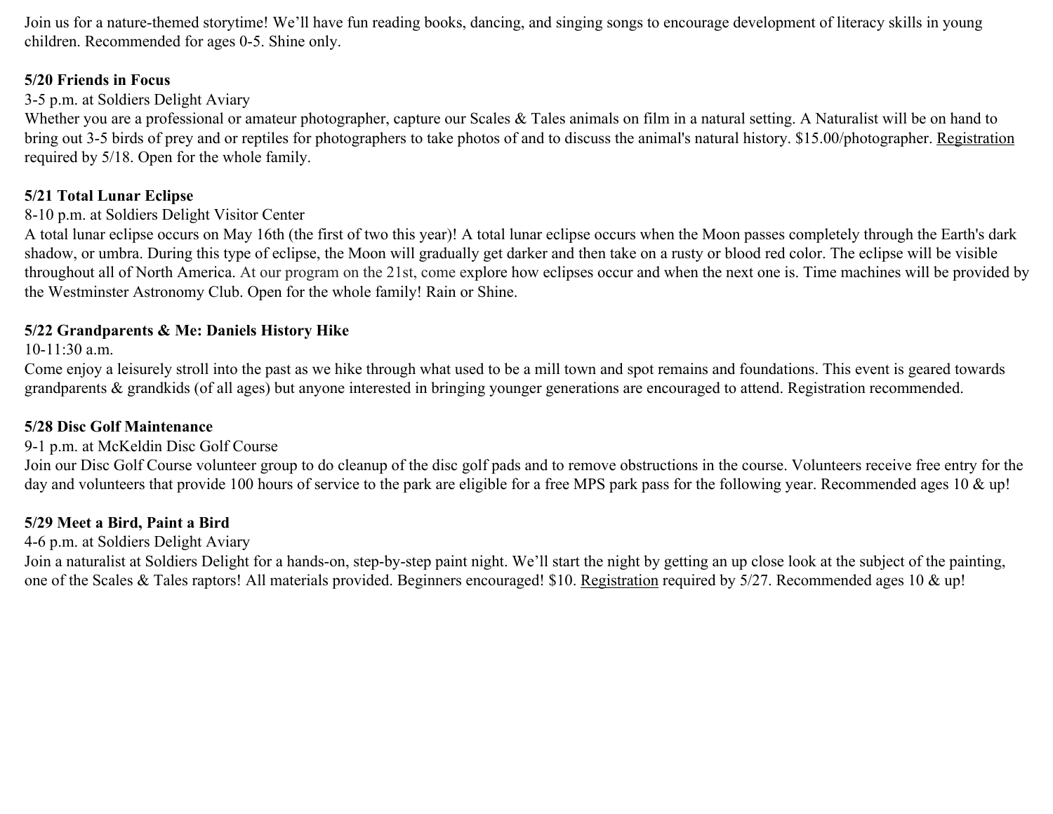Join us for a nature-themed storytime! We'll have fun reading books, dancing, and singing songs to encourage development of literacy skills in young children. Recommended for ages 0-5. Shine only.

**5/20 Friends in Focus**
3-5 p.m. at Soldiers Delight Aviary
Whether you are a professional or amateur photographer, capture our Scales & Tales animals on film in a natural setting. A Naturalist will be on hand to bring out 3-5 birds of prey and or reptiles for photographers to take photos of and to discuss the animal's natural history. $15.00/photographer. Registration required by 5/18. Open for the whole family.

**5/21 Total Lunar Eclipse**
8-10 p.m. at Soldiers Delight Visitor Center
A total lunar eclipse occurs on May 16th (the first of two this year)! A total lunar eclipse occurs when the Moon passes completely through the Earth's dark shadow, or umbra. During this type of eclipse, the Moon will gradually get darker and then take on a rusty or blood red color. The eclipse will be visible throughout all of North America. At our program on the 21st, come explore how eclipses occur and when the next one is. Time machines will be provided by the Westminster Astronomy Club. Open for the whole family! Rain or Shine.

**5/22 Grandparents & Me: Daniels History Hike**
10-11:30 a.m.
Come enjoy a leisurely stroll into the past as we hike through what used to be a mill town and spot remains and foundations. This event is geared towards grandparents & grandkids (of all ages) but anyone interested in bringing younger generations are encouraged to attend. Registration recommended.

**5/28 Disc Golf Maintenance**
9-1 p.m. at McKeldin Disc Golf Course
Join our Disc Golf Course volunteer group to do cleanup of the disc golf pads and to remove obstructions in the course. Volunteers receive free entry for the day and volunteers that provide 100 hours of service to the park are eligible for a free MPS park pass for the following year. Recommended ages 10 & up!

**5/29 Meet a Bird, Paint a Bird**
4-6 p.m. at Soldiers Delight Aviary
Join a naturalist at Soldiers Delight for a hands-on, step-by-step paint night. We'll start the night by getting an up close look at the subject of the painting, one of the Scales & Tales raptors! All materials provided. Beginners encouraged! $10. Registration required by 5/27. Recommended ages 10 & up!